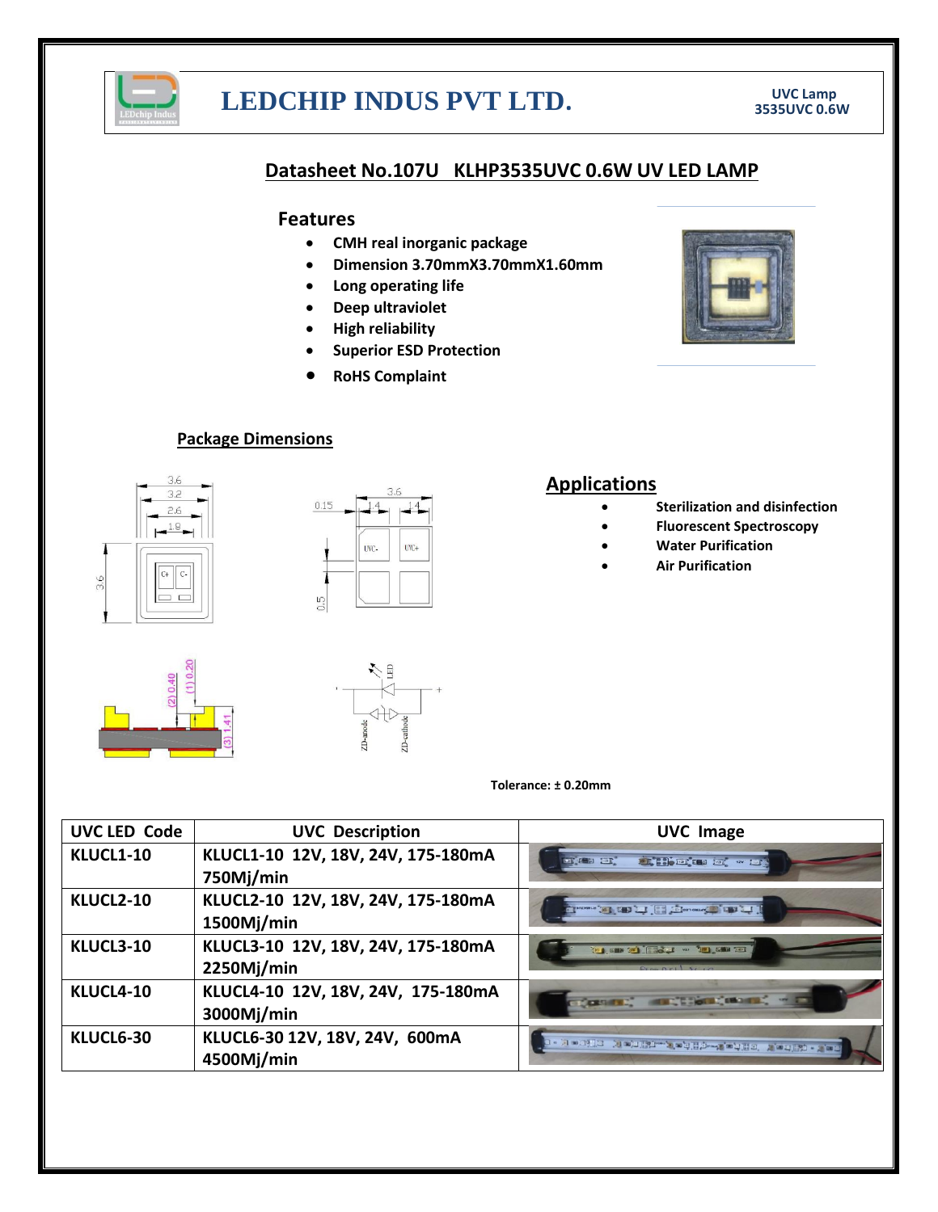# LEDCHIP INDUS PVT LTD.

UVC Lamp
3535UVC 0.6W

## Datasheet No.107U KLHP3535UVC 0.6W UV LED LAMP

### Features

- CMH real inorganic package
- Dimension 3.70mmX3.70mmX1.60mm
- Long operating life
- Deep ultraviolet
- High reliability
- Superior ESD Protection
- RoHS Complaint

### Package Dimensions

### Applications

- Sterilization and disinfection
- Fluorescent Spectroscopy
- Water Purification
- Air Purification

Tolerance: ± 0.20mm

| UVC LED Code | UVC Description | UVC Image |
|---|---|---|
| KLUCL1-10 | KLUCL1-10 12V, 18V, 24V, 175-180mA 750Mj/min | |
| KLUCL2-10 | KLUCL2-10 12V, 18V, 24V, 175-180mA 1500Mj/min | |
| KLUCL3-10 | KLUCL3-10 12V, 18V, 24V, 175-180mA 2250Mj/min | |
| KLUCL4-10 | KLUCL4-10 12V, 18V, 24V, 175-180mA 3000Mj/min | |
| KLUCL6-30 | KLUCL6-30 12V, 18V, 24V, 600mA 4500Mj/min | |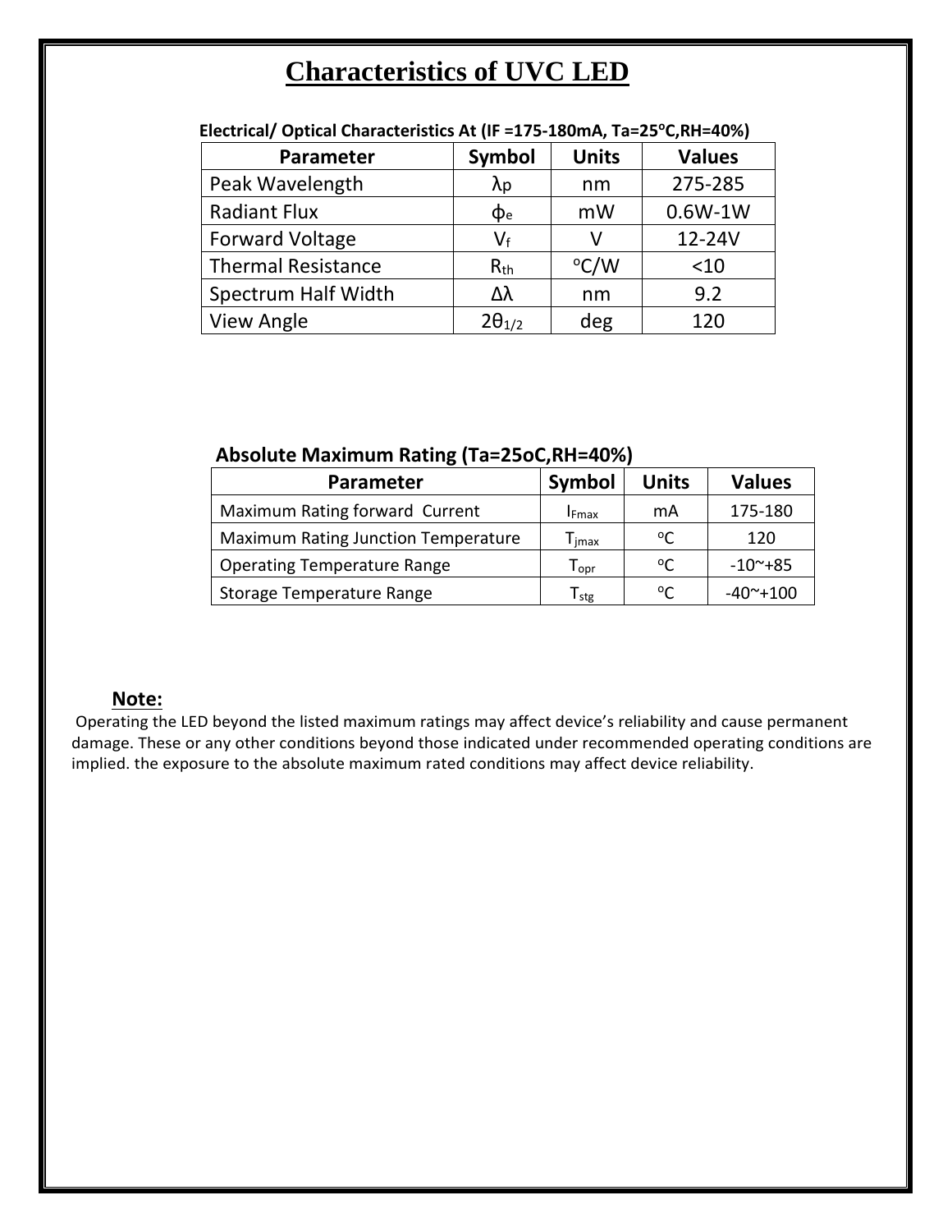# Characteristics of UVC LED

**Electrical/ Optical Characteristics At (IF =175-180mA, Ta=25°C,RH=40%)**

| Parameter | Symbol | Units | Values |
|---|---|---|---|
| Peak Wavelength | $\lambda p$ | nm | 275-285 |
| Radiant Flux | $\phi_e$ | mW | 0.6W-1W |
| Forward Voltage | $V_f$ | V | 12-24V |
| Thermal Resistance | $R_{th}$ | °C/W | <10 |
| Spectrum Half Width | $\Delta\lambda$ | nm | 9.2 |
| View Angle | $2\theta_{1/2}$ | deg | 120 |

**Absolute Maximum Rating (Ta=25oC,RH=40%)**

| Parameter | Symbol | Units | Values |
|---|---|---|---|
| Maximum Rating forward Current | $I_{Fmax}$ | mA | 175-180 |
| Maximum Rating Junction Temperature | $T_{jmax}$ | °C | 120 |
| Operating Temperature Range | $T_{opr}$ | °C | -10~+85 |
| Storage Temperature Range | $T_{stg}$ | °C | -40~+100 |

**Note:**

Operating the LED beyond the listed maximum ratings may affect device's reliability and cause permanent damage. These or any other conditions beyond those indicated under recommended operating conditions are implied. the exposure to the absolute maximum rated conditions may affect device reliability.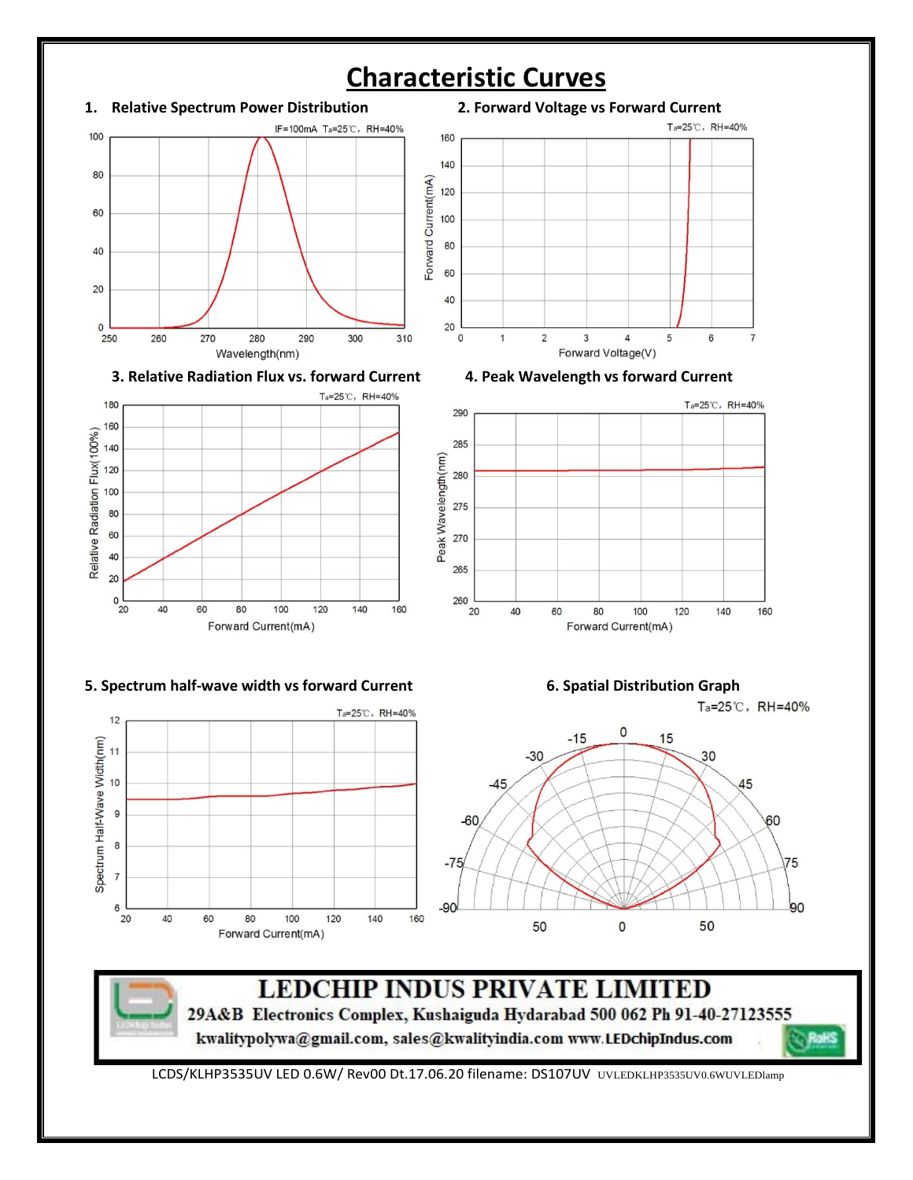# Characteristic Curves

## 1. Relative Spectrum Power Distribution

IF=100mA Ta=25℃, RH=40%

100
80
60
40
20
0

250 260 270 280 290 300 310

Wavelength(nm)

## 2. Forward Voltage vs Forward Current

Ta=25℃, RH=40%

Forward Current(mA)

160
140
120
100
80
60
40
20

0 1 2 3 4 5 6 7

Forward Voltage(V)

## 3. Relative Radiation Flux vs. forward Current

Ta=25℃, RH=40%

Relative Radiation Flux(100%)

180
160
140
120
100
80
60
40
20
0

20 40 60 80 100 120 140 160

Forward Current(mA)

## 4. Peak Wavelength vs forward Current

Ta=25℃, RH=40%

Peak Wavelength(nm)

290
285
280
275
270
265
260

20 40 60 80 100 120 140 160

Forward Current(mA)

## 5. Spectrum half-wave width vs forward Current

Ta=25℃, RH=40%

Spectrum Half-Wave Width(nm)

12
11
10
9
8
7
6

20 40 60 80 100 120 140 160

Forward Current(mA)

## 6. Spatial Distribution Graph

Ta=25℃, RH=40%

0
-15 15
-30 30
-45 45
-60 60
-75 75
-90 90

50 0 50

**LEDCHIP INDUS PRIVATE LIMITED**

29A&B Electronics Complex, Kushaiguda Hydarabad 500 062 Ph 91-40-27123555

kwalitypolywa@gmail.com, sales@kwalityindia.com www.LEDchipIndus.com

LCDS/KLHP3535UV LED 0.6W/ Rev00 Dt.17.06.20 filename: DS107UV UVLEDKLHP3535UV0.6WUVLEDlamp